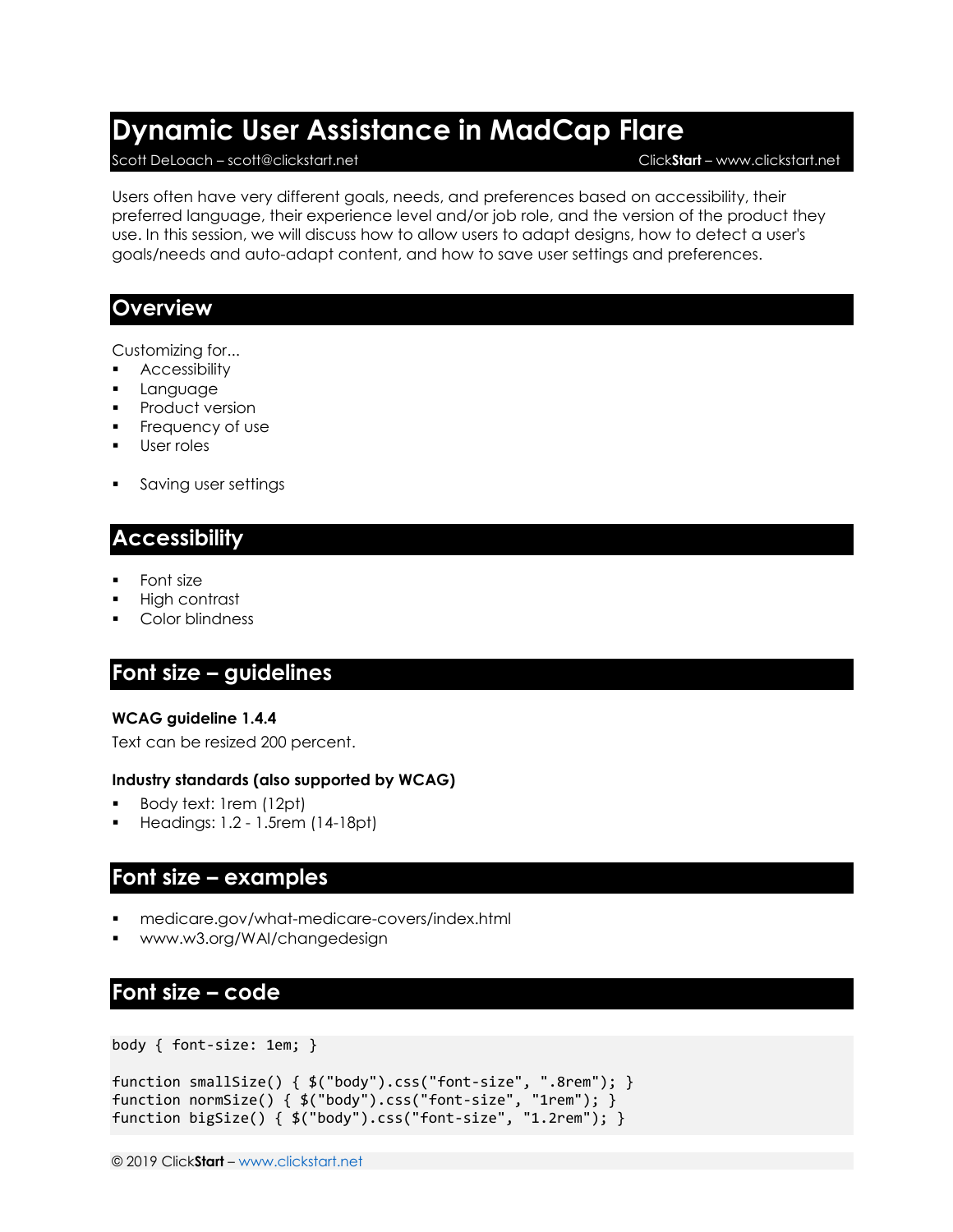# Dynamic User Assistance in MadCap Flare

Scott DeLoach – scott@clickstart.net ClickStart – www.clickstart.net

Users often have very different goals, needs, and preferences based on accessibility, their preferred language, their experience level and/or job role, and the version of the product they use. In this session, we will discuss how to allow users to adapt designs, how to detect a user's goals/needs and auto-adapt content, and how to save user settings and preferences.

## Overview

Customizing for...

- Accessibility
- Language
- Product version
- Frequency of use
- User roles

- Saving user settings

## Accessibility

- Font size
- High contrast
- Color blindness

## Font size – guidelines

**WCAG guideline 1.4.4**

Text can be resized 200 percent.

**Industry standards (also supported by WCAG)**

- Body text: 1rem (12pt)
- Headings: 1.2 - 1.5rem (14-18pt)

## Font size – examples

- medicare.gov/what-medicare-covers/index.html
- www.w3.org/WAI/changedesign

## Font size – code

```
body { font-size: 1em; }

function smallSize() { $("body").css("font-size", ".8rem"); }
function normSize() { $("body").css("font-size", "1rem"); }
function bigSize() { $("body").css("font-size", "1.2rem"); }
```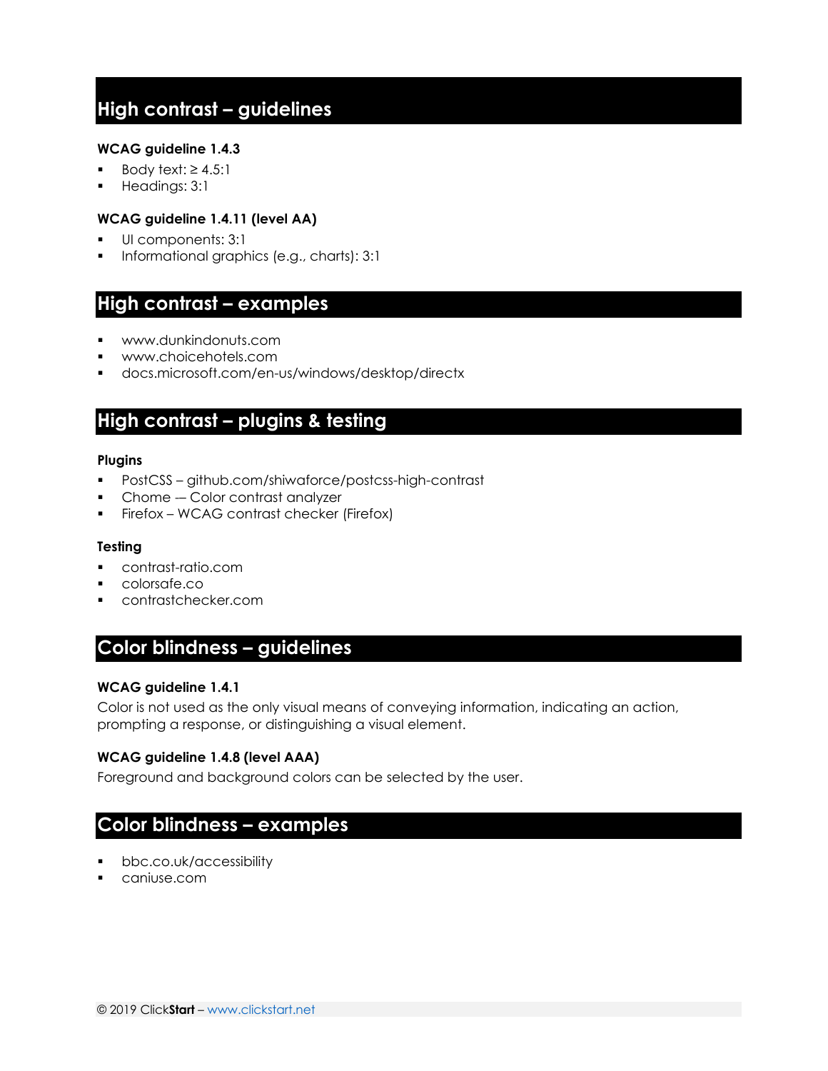## High contrast – guidelines

**WCAG guideline 1.4.3**

- Body text: ≥ 4.5:1
- Headings: 3:1

**WCAG guideline 1.4.11 (level AA)**

- UI components: 3:1
- Informational graphics (e.g., charts): 3:1

## High contrast – examples

- www.dunkindonuts.com
- www.choicehotels.com
- docs.microsoft.com/en-us/windows/desktop/directx

## High contrast – plugins & testing

**Plugins**

- PostCSS – github.com/shiwaforce/postcss-high-contrast
- Chome — Color contrast analyzer
- Firefox – WCAG contrast checker (Firefox)

**Testing**

- contrast-ratio.com
- colorsafe.co
- contrastchecker.com

## Color blindness – guidelines

**WCAG guideline 1.4.1**

Color is not used as the only visual means of conveying information, indicating an action, prompting a response, or distinguishing a visual element.

**WCAG guideline 1.4.8 (level AAA)**

Foreground and background colors can be selected by the user.

## Color blindness – examples

- bbc.co.uk/accessibility
- caniuse.com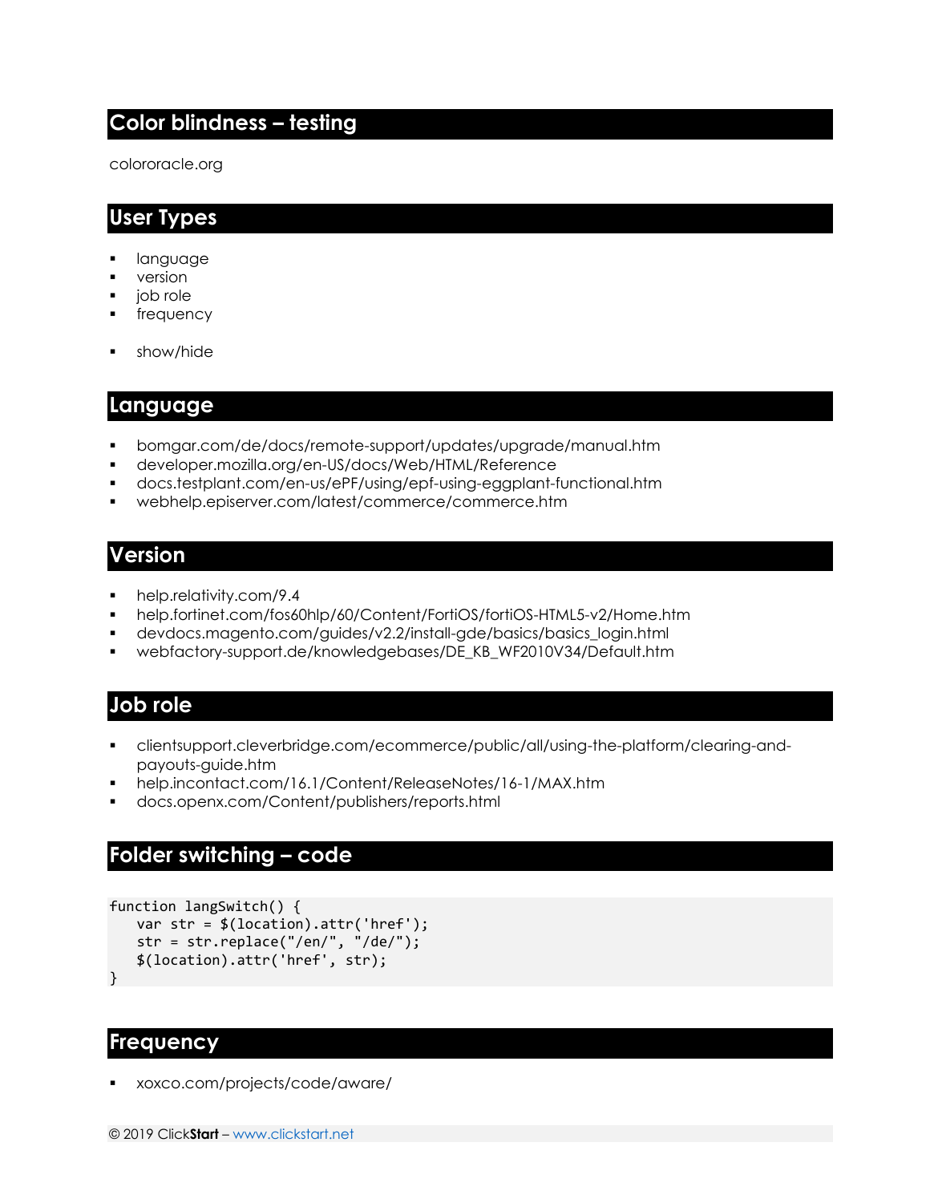## Color blindness – testing

colororacle.org

## User Types

- language
- version
- job role
- frequency

- show/hide

## Language

- bomgar.com/de/docs/remote-support/updates/upgrade/manual.htm
- developer.mozilla.org/en-US/docs/Web/HTML/Reference
- docs.testplant.com/en-us/ePF/using/epf-using-eggplant-functional.htm
- webhelp.episerver.com/latest/commerce/commerce.htm

## Version

- help.relativity.com/9.4
- help.fortinet.com/fos60hlp/60/Content/FortiOS/fortiOS-HTML5-v2/Home.htm
- devdocs.magento.com/guides/v2.2/install-gde/basics/basics_login.html
- webfactory-support.de/knowledgebases/DE_KB_WF2010V34/Default.htm

## Job role

- clientsupport.cleverbridge.com/ecommerce/public/all/using-the-platform/clearing-and-payouts-guide.htm
- help.incontact.com/16.1/Content/ReleaseNotes/16-1/MAX.htm
- docs.openx.com/Content/publishers/reports.html

## Folder switching – code

```
function langSwitch() {
   var str = $(location).attr('href');
   str = str.replace("/en/", "/de/");
   $(location).attr('href', str);
}
```

## Frequency

- xoxco.com/projects/code/aware/

© 2019 Click**Start** – www.clickstart.net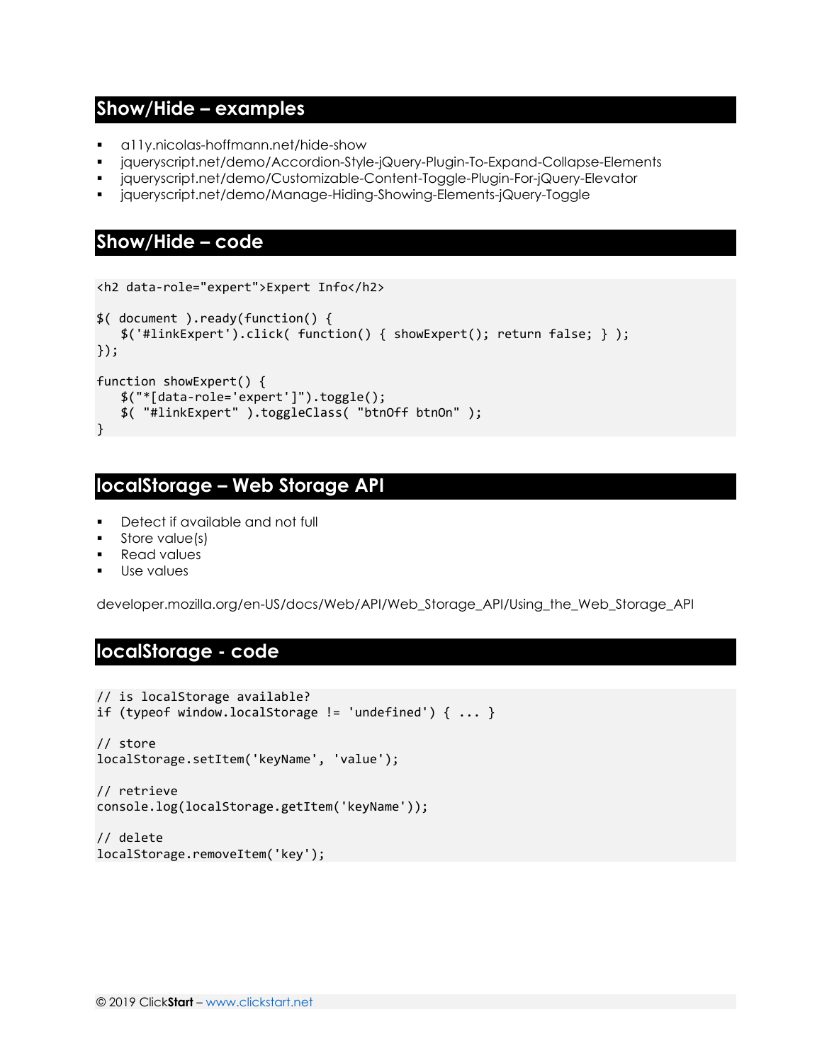## Show/Hide – examples

- a11y.nicolas-hoffmann.net/hide-show
- jqueryscript.net/demo/Accordion-Style-jQuery-Plugin-To-Expand-Collapse-Elements
- jqueryscript.net/demo/Customizable-Content-Toggle-Plugin-For-jQuery-Elevator
- jqueryscript.net/demo/Manage-Hiding-Showing-Elements-jQuery-Toggle

## Show/Hide – code

```
<h2 data-role="expert">Expert Info</h2>

$( document ).ready(function() {
   $('#linkExpert').click( function() { showExpert(); return false; } );
});

function showExpert() {
   $("*[data-role='expert']").toggle();
   $( "#linkExpert" ).toggleClass( "btnOff btnOn" );
}
```

## localStorage – Web Storage API

- Detect if available and not full
- Store value(s)
- Read values
- Use values

developer.mozilla.org/en-US/docs/Web/API/Web_Storage_API/Using_the_Web_Storage_API

## localStorage - code

```
// is localStorage available?
if (typeof window.localStorage != 'undefined') { ... }

// store
localStorage.setItem('keyName', 'value');

// retrieve
console.log(localStorage.getItem('keyName'));

// delete
localStorage.removeItem('key');
```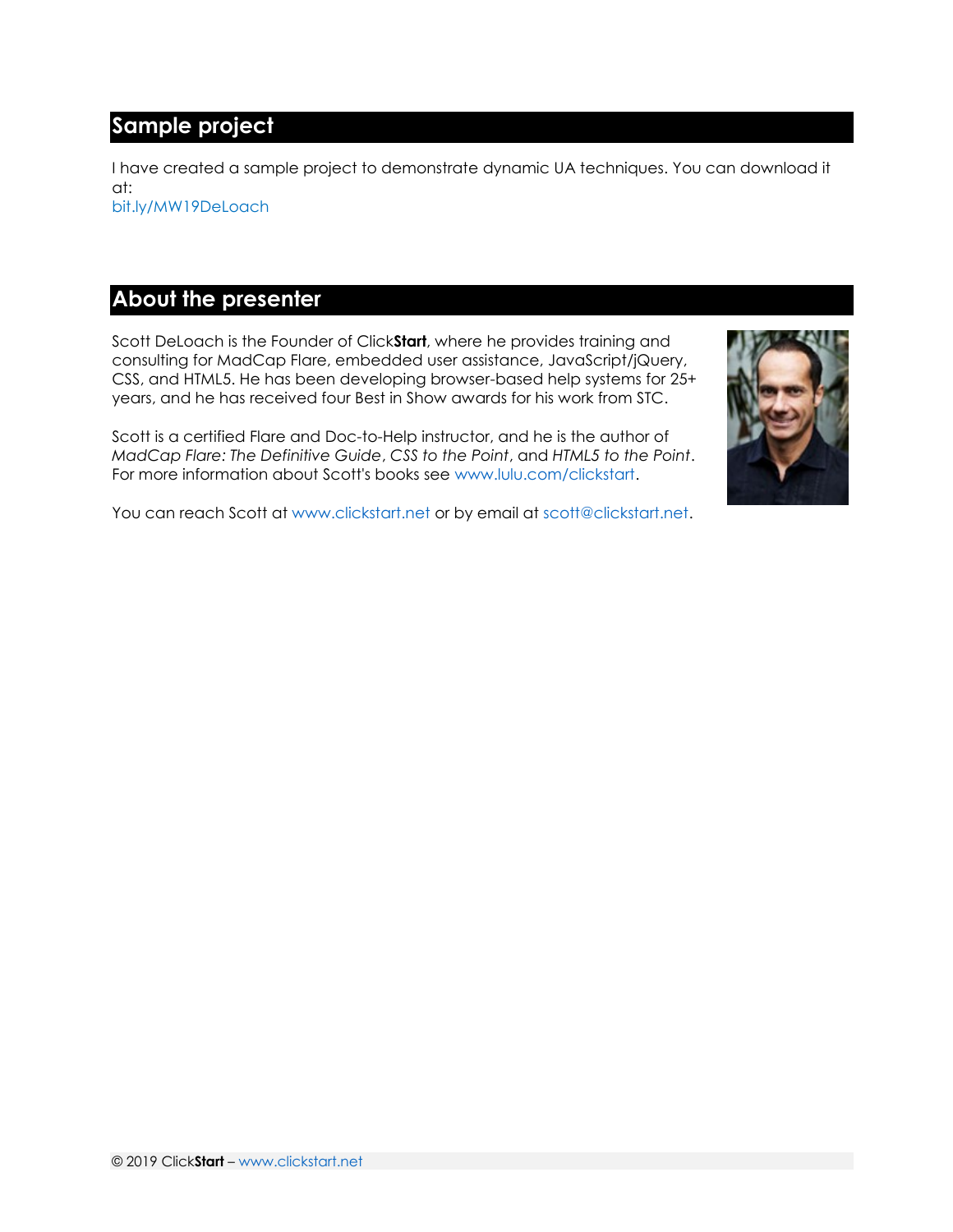## Sample project

I have created a sample project to demonstrate dynamic UA techniques. You can download it at:
bit.ly/MW19DeLoach

## About the presenter

Scott DeLoach is the Founder of Click**Start**, where he provides training and consulting for MadCap Flare, embedded user assistance, JavaScript/jQuery, CSS, and HTML5. He has been developing browser-based help systems for 25+ years, and he has received four Best in Show awards for his work from STC.

Scott is a certified Flare and Doc-to-Help instructor, and he is the author of *MadCap Flare: The Definitive Guide*, *CSS to the Point*, and *HTML5 to the Point*. For more information about Scott's books see www.lulu.com/clickstart.

You can reach Scott at www.clickstart.net or by email at scott@clickstart.net.